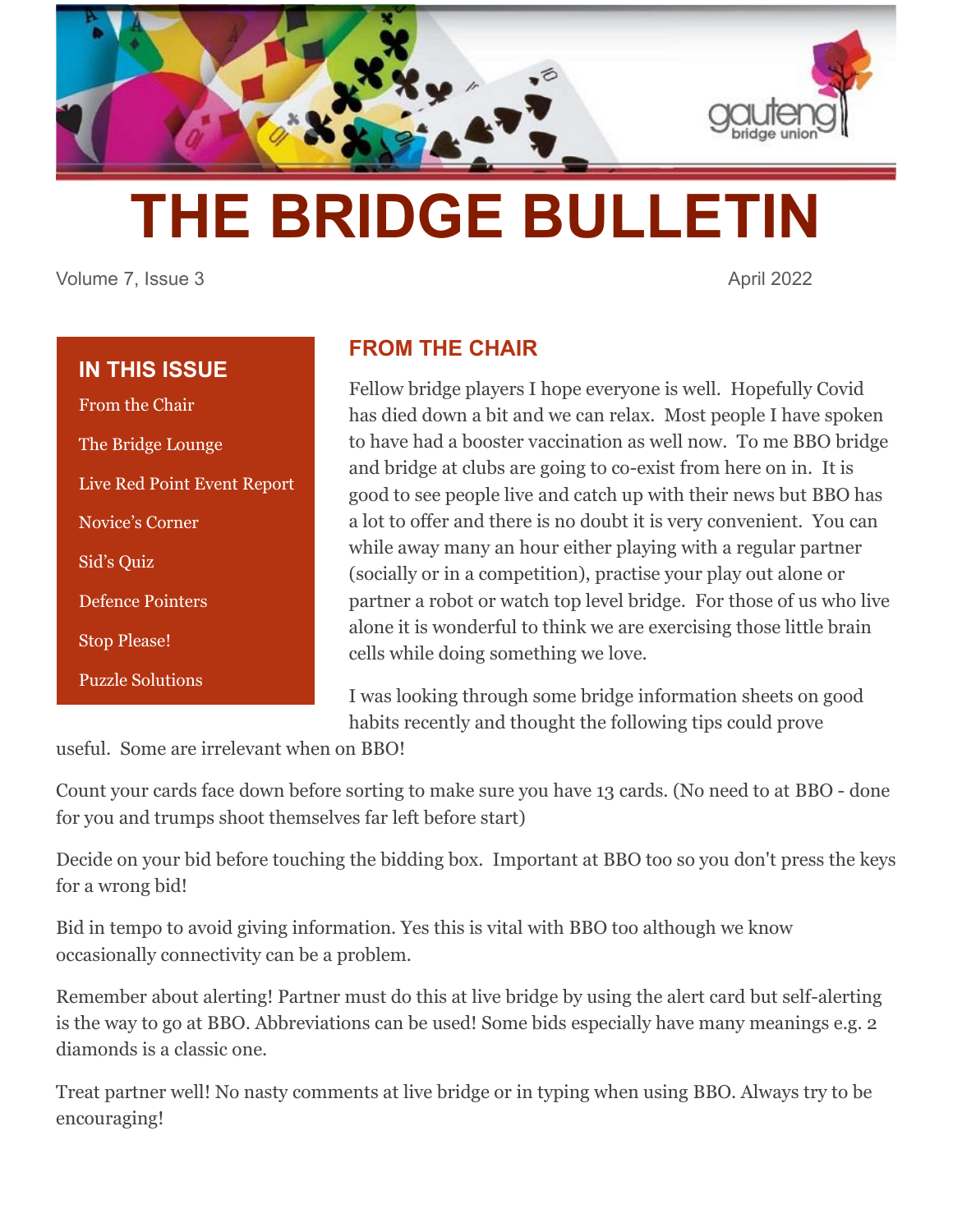# THE BRIDGE BULLETIN

Volume 7, Issue 3 April 2022

## IN THIS ISSUE

- From the Chair
- The Bridge Lounge
- Live Red Point Event Report
- Novice's Corner
- Sid's Quiz
- Defence Pointers
- Stop Please!
- Puzzle Solutions

## FROM THE CHAIR

Fellow bridge players I hope everyone is well. Hopefully Covid has died down a bit and we can relax. Most people I have spoken to have had a booster vaccination as well now. To me BBO bridge and bridge at clubs are going to co-exist from here on in. It is good to see people live and catch up with their news but BBO has a lot to offer and there is no doubt it is very convenient. You can while away many an hour either playing with a regular partner (socially or in a competition), practise your play out alone or partner a robot or watch top level bridge. For those of us who live alone it is wonderful to think we are exercising those little brain cells while doing something we love.

I was looking through some bridge information sheets on good habits recently and thought the following tips could prove useful. Some are irrelevant when on BBO!

Count your cards face down before sorting to make sure you have 13 cards. (No need to at BBO - done for you and trumps shoot themselves far left before start)

Decide on your bid before touching the bidding box. Important at BBO too so you don't press the keys for a wrong bid!

Bid in tempo to avoid giving information. Yes this is vital with BBO too although we know occasionally connectivity can be a problem.

Remember about alerting! Partner must do this at live bridge by using the alert card but self-alerting is the way to go at BBO. Abbreviations can be used! Some bids especially have many meanings e.g. 2 diamonds is a classic one.

Treat partner well! No nasty comments at live bridge or in typing when using BBO. Always try to be encouraging!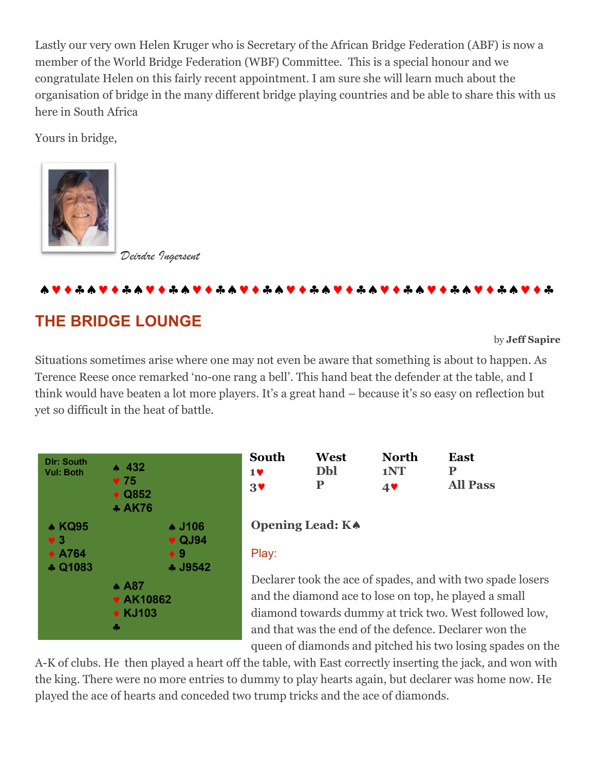Lastly our very own Helen Kruger who is Secretary of the African Bridge Federation (ABF) is now a member of the World Bridge Federation (WBF) Committee. This is a special honour and we congratulate Helen on this fairly recent appointment. I am sure she will learn much about the organisation of bridge in the many different bridge playing countries and be able to share this with us here in South Africa

Yours in bridge,

*Deirdre Ingersent*

♠♥♦♣♠♥♦♣♠♥♦♣♠♥♦♣♠♥♦♣♠♥♦♣♠♥♦♣♠♥♦♣♠♥♦♣♠♥♦♣♠♥♦♣♠♥♦♣

## THE BRIDGE LOUNGE

by **Jeff Sapire**

Situations sometimes arise where one may not even be aware that something is about to happen. As Terence Reese once remarked 'no-one rang a bell'. This hand beat the defender at the table, and I think would have beaten a lot more players. It's a great hand – because it's so easy on reflection but yet so difficult in the heat of battle.

Dlr: South
Vul: Both

| | North | |
|---|---|---|
| | ♠ 432<br>♥ 75<br>♦ Q852<br>♣ AK76 | |
| **West**<br>♠ KQ95<br>♥ 3<br>♦ A764<br>♣ Q1083 | | **East**<br>♠ J106<br>♥ QJ94<br>♦ 9<br>♣ J9542 |
| | **South**<br>♠ A87<br>♥ AK10862<br>♦ KJ103<br>♣ | |

| South | West | North | East |
|---|---|---|---|
| 1♥ | Dbl | 1NT | P |
| 3♥ | P | 4♥ | All Pass |

**Opening Lead: K♠**

Play:

Declarer took the ace of spades, and with two spade losers and the diamond ace to lose on top, he played a small diamond towards dummy at trick two. West followed low, and that was the end of the defence. Declarer won the queen of diamonds and pitched his two losing spades on the A-K of clubs. He then played a heart off the table, with East correctly inserting the jack, and won with the king. There were no more entries to dummy to play hearts again, but declarer was home now. He played the ace of hearts and conceded two trump tricks and the ace of diamonds.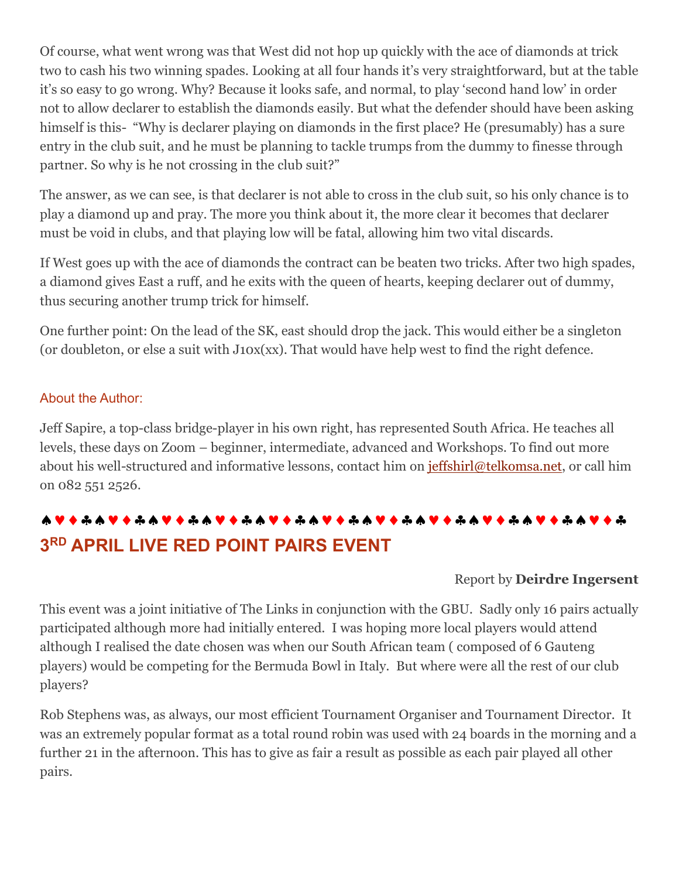Of course, what went wrong was that West did not hop up quickly with the ace of diamonds at trick two to cash his two winning spades. Looking at all four hands it's very straightforward, but at the table it's so easy to go wrong. Why? Because it looks safe, and normal, to play 'second hand low' in order not to allow declarer to establish the diamonds easily. But what the defender should have been asking himself is this- "Why is declarer playing on diamonds in the first place? He (presumably) has a sure entry in the club suit, and he must be planning to tackle trumps from the dummy to finesse through partner. So why is he not crossing in the club suit?"

The answer, as we can see, is that declarer is not able to cross in the club suit, so his only chance is to play a diamond up and pray. The more you think about it, the more clear it becomes that declarer must be void in clubs, and that playing low will be fatal, allowing him two vital discards.

If West goes up with the ace of diamonds the contract can be beaten two tricks. After two high spades, a diamond gives East a ruff, and he exits with the queen of hearts, keeping declarer out of dummy, thus securing another trump trick for himself.

One further point: On the lead of the SK, east should drop the jack. This would either be a singleton (or doubleton, or else a suit with J10x(xx). That would have help west to find the right defence.

About the Author:

Jeff Sapire, a top-class bridge-player in his own right, has represented South Africa. He teaches all levels, these days on Zoom – beginner, intermediate, advanced and Workshops. To find out more about his well-structured and informative lessons, contact him on jeffshirl@telkomsa.net, or call him on 082 551 2526.

♠♥♦♣♠♥♦♣♠♥♦♣♠♥♦♣♠♥♦♣♠♥♦♣♠♥♦♣♠♥♦♣♠♥♦♣♠♥♦♣♠♥♦♣♠♥♦♣

## 3RD APRIL LIVE RED POINT PAIRS EVENT

Report by **Deirdre Ingersent**

This event was a joint initiative of The Links in conjunction with the GBU. Sadly only 16 pairs actually participated although more had initially entered. I was hoping more local players would attend although I realised the date chosen was when our South African team ( composed of 6 Gauteng players) would be competing for the Bermuda Bowl in Italy. But where were all the rest of our club players?

Rob Stephens was, as always, our most efficient Tournament Organiser and Tournament Director. It was an extremely popular format as a total round robin was used with 24 boards in the morning and a further 21 in the afternoon. This has to give as fair a result as possible as each pair played all other pairs.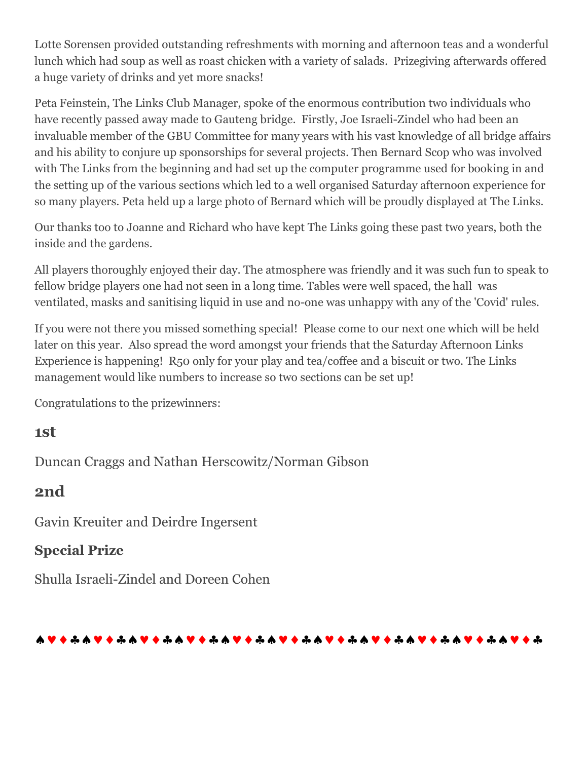Lotte Sorensen provided outstanding refreshments with morning and afternoon teas and a wonderful lunch which had soup as well as roast chicken with a variety of salads.  Prizegiving afterwards offered a huge variety of drinks and yet more snacks!

Peta Feinstein, The Links Club Manager, spoke of the enormous contribution two individuals who have recently passed away made to Gauteng bridge.  Firstly, Joe Israeli-Zindel who had been an invaluable member of the GBU Committee for many years with his vast knowledge of all bridge affairs and his ability to conjure up sponsorships for several projects. Then Bernard Scop who was involved with The Links from the beginning and had set up the computer programme used for booking in and the setting up of the various sections which led to a well organised Saturday afternoon experience for so many players. Peta held up a large photo of Bernard which will be proudly displayed at The Links.

Our thanks too to Joanne and Richard who have kept The Links going these past two years, both the inside and the gardens.

All players thoroughly enjoyed their day. The atmosphere was friendly and it was such fun to speak to fellow bridge players one had not seen in a long time. Tables were well spaced, the hall was ventilated, masks and sanitising liquid in use and no-one was unhappy with any of the 'Covid' rules.

If you were not there you missed something special!  Please come to our next one which will be held later on this year.  Also spread the word amongst your friends that the Saturday Afternoon Links Experience is happening!  R50 only for your play and tea/coffee and a biscuit or two. The Links management would like numbers to increase so two sections can be set up!

Congratulations to the prizewinners:

## 1st

Duncan Craggs and Nathan Herscowitz/Norman Gibson

## 2nd

Gavin Kreuiter and Deirdre Ingersent

### Special Prize

Shulla Israeli-Zindel and Doreen Cohen

♠♥♦♣♠♥♦♣♠♥♦♣♠♥♦♣♠♥♦♣♠♥♦♣♠♥♦♣♠♥♦♣♠♥♦♣♠♥♦♣♠♥♦♣♠♥♦♣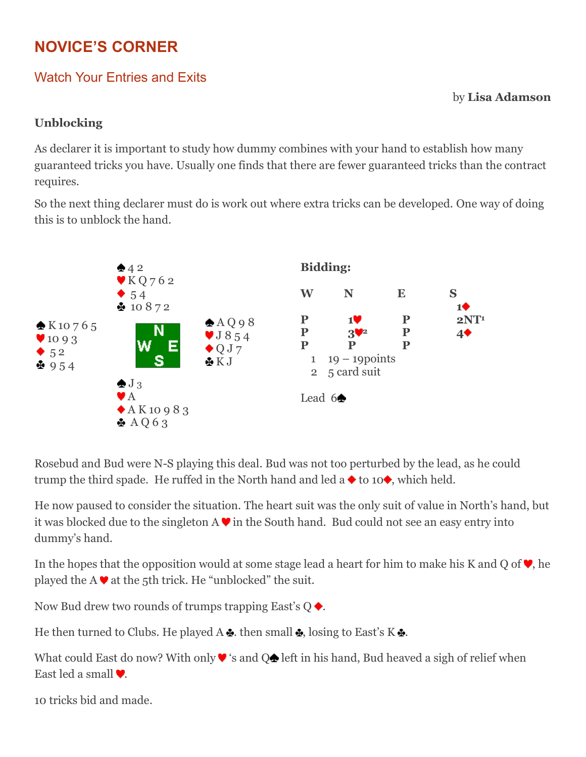# NOVICE'S CORNER

## Watch Your Entries and Exits

by **Lisa Adamson**

### Unblocking

As declarer it is important to study how dummy combines with your hand to establish how many guaranteed tricks you have. Usually one finds that there are fewer guaranteed tricks than the contract requires.

So the next thing declarer must do is work out where extra tricks can be developed. One way of doing this is to unblock the hand.

**North**
♠ 4 2
♥ K Q 7 6 2
♦ 5 4
♣ 10 8 7 2

**West**
♠ K 10 7 6 5
♥ 10 9 3
♦ 5 2
♣ 9 5 4

**East**
♠ A Q 9 8
♥ J 8 5 4
♦ Q J 7
♣ K J

**South**
♠ J 3
♥ A
♦ A K 10 9 8 3
♣ A Q 6 3

**Bidding:**

| W | N | E | S |
|---|---|---|---|
| | | | 1♦ |
| P | 1♥ | P | 2NT[1] |
| P | 3♥[2] | P | 4♦ |
| P | P | P | |

1 19 – 19points
2 5 card suit

Lead 6♠

Rosebud and Bud were N-S playing this deal. Bud was not too perturbed by the lead, as he could trump the third spade. He ruffed in the North hand and led a ♦ to 10♦, which held.

He now paused to consider the situation. The heart suit was the only suit of value in North's hand, but it was blocked due to the singleton A♥ in the South hand. Bud could not see an easy entry into dummy's hand.

In the hopes that the opposition would at some stage lead a heart for him to make his K and Q of ♥, he played the A♥ at the 5th trick. He "unblocked" the suit.

Now Bud drew two rounds of trumps trapping East's Q♦.

He then turned to Clubs. He played A♣. then small ♣, losing to East's K♣.

What could East do now? With only ♥'s and Q♠ left in his hand, Bud heaved a sigh of relief when East led a small ♥.

10 tricks bid and made.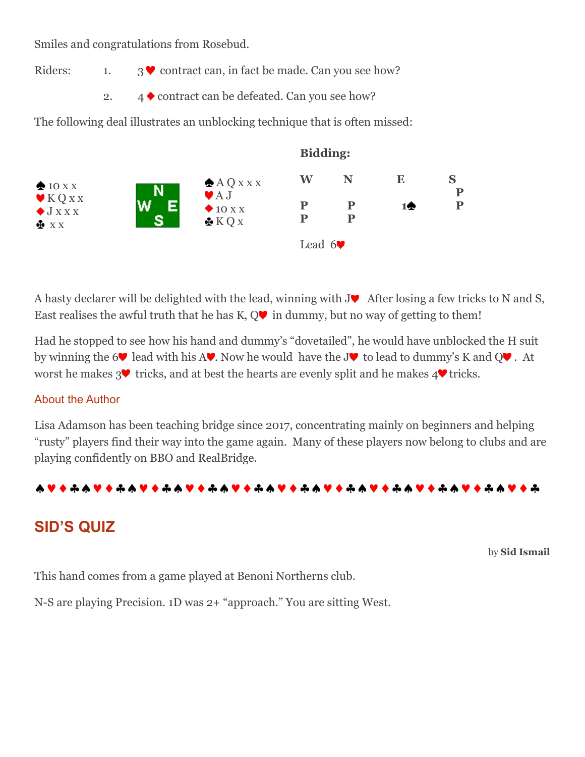Smiles and congratulations from Rosebud.

Riders:

1. 3♥ contract can, in fact be made. Can you see how?
2. 4♦ contract can be defeated. Can you see how?

The following deal illustrates an unblocking technique that is often missed:

| West | | East |
|---|---|---|
| ♠ 10 x x | N / W E / S | ♠ A Q x x x |
| ♥ K Q x x | | ♥ A J |
| ♦ J x x x | | ♦ 10 x x |
| ♣ x x | | ♣ K Q x |

**Bidding:**

| W | N | E | S |
|---|---|---|---|
| | | | P |
| P | P | 1♠ | P |
| P | P | | |

Lead 6♥

A hasty declarer will be delighted with the lead, winning with J♥ After losing a few tricks to N and S, East realises the awful truth that he has K, Q♥ in dummy, but no way of getting to them!

Had he stopped to see how his hand and dummy's "dovetailed", he would have unblocked the H suit by winning the 6♥ lead with his A♥. Now he would have the J♥ to lead to dummy's K and Q♥. At worst he makes 3♥ tricks, and at best the hearts are evenly split and he makes 4♥ tricks.

About the Author

Lisa Adamson has been teaching bridge since 2017, concentrating mainly on beginners and helping "rusty" players find their way into the game again. Many of these players now belong to clubs and are playing confidently on BBO and RealBridge.

♠♥♦♣♠♥♦♣♠♥♦♣♠♥♦♣♠♥♦♣♠♥♦♣♠♥♦♣♠♥♦♣♠♥♦♣♠♥♦♣♠♥♦♣♠♥♦♣

## SID'S QUIZ

by **Sid Ismail**

This hand comes from a game played at Benoni Northerns club.

N-S are playing Precision. 1D was 2+ "approach." You are sitting West.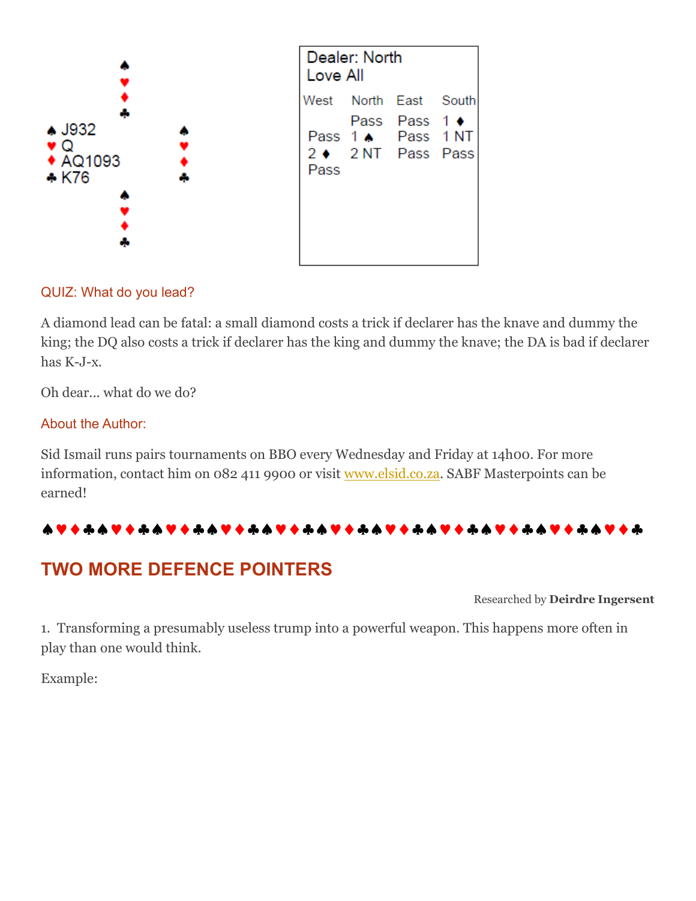| | North | |
|---|---|---|
| | ♠<br>♥<br>♦<br>♣ | |
| **West**<br>♠ J932<br>♥ Q<br>♦ AQ1093<br>♣ K76 | | **East**<br>♠<br>♥<br>♦<br>♣ |
| | **South**<br>♠<br>♥<br>♦<br>♣ | |

Dealer: North
Love All

| West | North | East | South |
|---|---|---|---|
| | Pass | Pass | 1 ♦ |
| Pass | 1 ♠ | Pass | 1 NT |
| 2 ♦ | 2 NT | Pass | Pass |
| Pass | | | |

QUIZ: What do you lead?

A diamond lead can be fatal: a small diamond costs a trick if declarer has the knave and dummy the king; the DQ also costs a trick if declarer has the king and dummy the knave; the DA is bad if declarer has K-J-x.

Oh dear... what do we do?

About the Author:

Sid Ismail runs pairs tournaments on BBO every Wednesday and Friday at 14h00. For more information, contact him on 082 411 9900 or visit www.elsid.co.za. SABF Masterpoints can be earned!

♠♥♦♣♠♥♦♣♠♥♦♣♠♥♦♣♠♥♦♣♠♥♦♣♠♥♦♣♠♥♦♣♠♥♦♣♠♥♦♣♠♥♦♣♠♥♦♣

## TWO MORE DEFENCE POINTERS

Researched by **Deirdre Ingersent**

1. Transforming a presumably useless trump into a powerful weapon. This happens more often in play than one would think.

Example: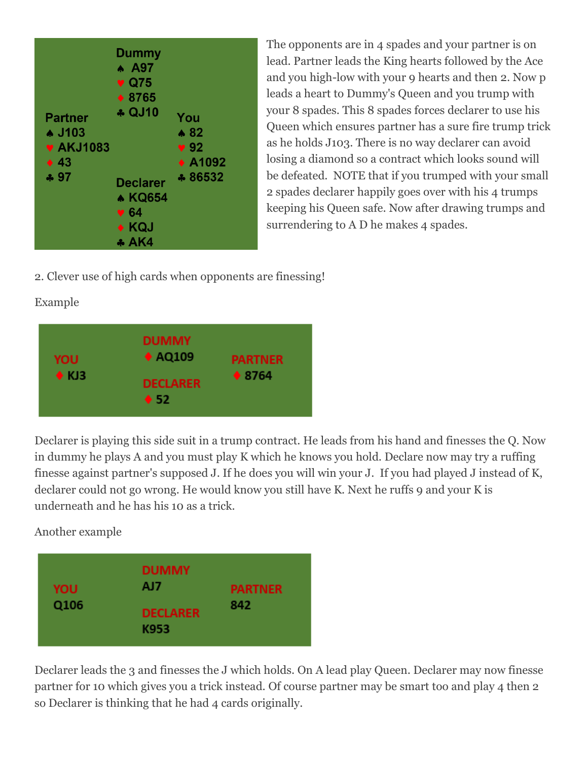| | | |
|---|---|---|
| | **Dummy**<br>♠ A97<br>♥ Q75<br>♦ 8765<br>♣ QJ10 | |
| **Partner**<br>♠ J103<br>♥ AKJ1083<br>♦ 43<br>♣ 97 | | **You**<br>♠ 82<br>♥ 92<br>♦ A1092<br>♣ 86532 |
| | **Declarer**<br>♠ KQ654<br>♥ 64<br>♦ KQJ<br>♣ AK4 | |

The opponents are in 4 spades and your partner is on lead. Partner leads the King hearts followed by the Ace and you high-low with your 9 hearts and then 2. Now p leads a heart to Dummy's Queen and you trump with your 8 spades. This 8 spades forces declarer to use his Queen which ensures partner has a sure fire trump trick as he holds J103. There is no way declarer can avoid losing a diamond so a contract which looks sound will be defeated. NOTE that if you trumped with your small 2 spades declarer happily goes over with his 4 trumps keeping his Queen safe. Now after drawing trumps and surrendering to A D he makes 4 spades.

2. Clever use of high cards when opponents are finessing!

Example

| | | |
|---|---|---|
| | **DUMMY**<br>♦ AQ109 | |
| **YOU**<br>♦ KJ3 | | **PARTNER**<br>♦ 8764 |
| | **DECLARER**<br>♦ 52 | |

Declarer is playing this side suit in a trump contract. He leads from his hand and finesses the Q. Now in dummy he plays A and you must play K which he knows you hold. Declare now may try a ruffing finesse against partner's supposed J. If he does you will win your J. If you had played J instead of K, declarer could not go wrong. He would know you still have K. Next he ruffs 9 and your K is underneath and he has his 10 as a trick.

Another example

| | | |
|---|---|---|
| | **DUMMY**<br>AJ7 | |
| **YOU**<br>Q106 | | **PARTNER**<br>842 |
| | **DECLARER**<br>K953 | |

Declarer leads the 3 and finesses the J which holds. On A lead play Queen. Declarer may now finesse partner for 10 which gives you a trick instead. Of course partner may be smart too and play 4 then 2 so Declarer is thinking that he had 4 cards originally.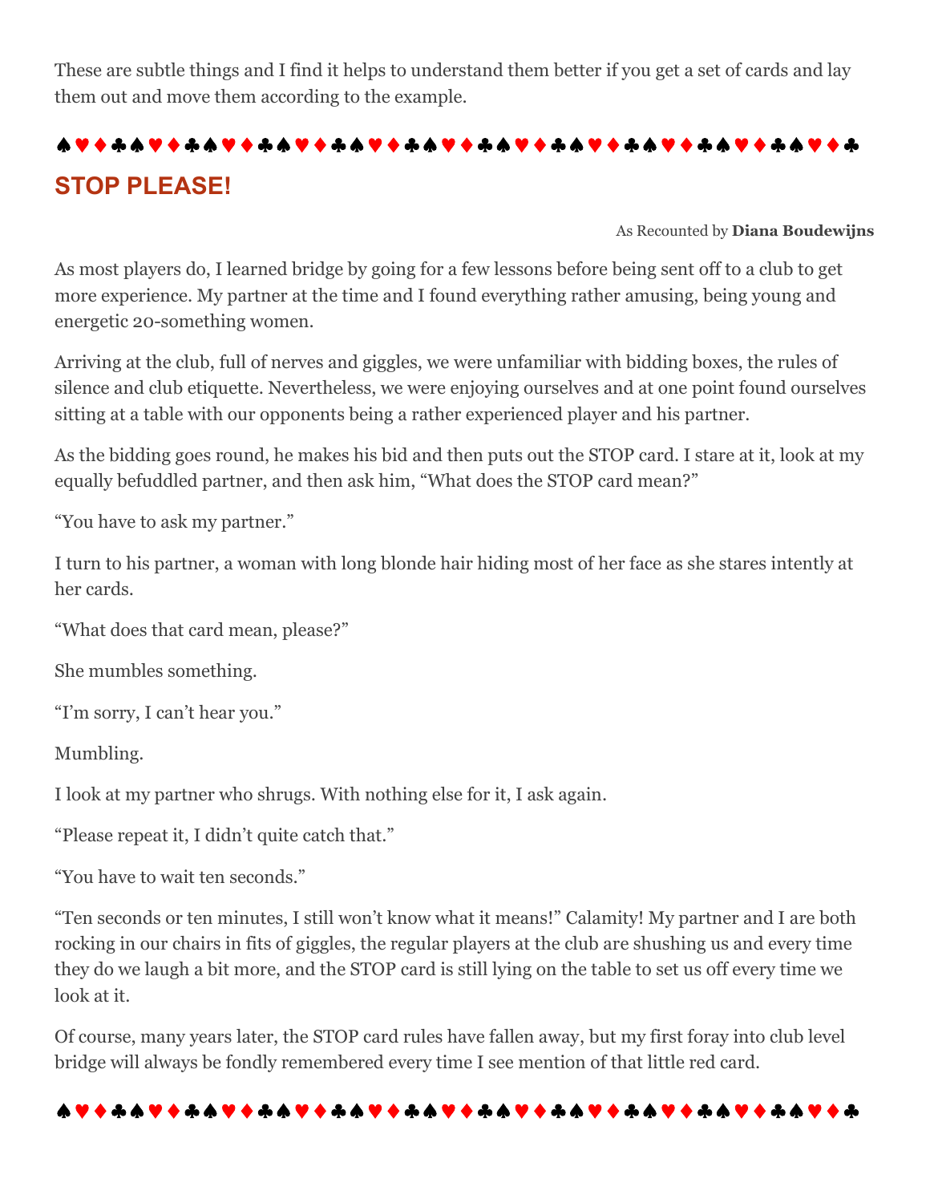These are subtle things and I find it helps to understand them better if you get a set of cards and lay them out and move them according to the example.

♠♥♦♣♠♥♦♣♠♥♦♣♠♥♦♣♠♥♦♣♠♥♦♣♠♥♦♣♠♥♦♣♠♥♦♣♠♥♦♣♠♥♦♣

## STOP PLEASE!

As Recounted by **Diana Boudewijns**

As most players do, I learned bridge by going for a few lessons before being sent off to a club to get more experience. My partner at the time and I found everything rather amusing, being young and energetic 20-something women.

Arriving at the club, full of nerves and giggles, we were unfamiliar with bidding boxes, the rules of silence and club etiquette. Nevertheless, we were enjoying ourselves and at one point found ourselves sitting at a table with our opponents being a rather experienced player and his partner.

As the bidding goes round, he makes his bid and then puts out the STOP card. I stare at it, look at my equally befuddled partner, and then ask him, "What does the STOP card mean?"

"You have to ask my partner."

I turn to his partner, a woman with long blonde hair hiding most of her face as she stares intently at her cards.

"What does that card mean, please?"

She mumbles something.

"I'm sorry, I can't hear you."

Mumbling.

I look at my partner who shrugs. With nothing else for it, I ask again.

"Please repeat it, I didn't quite catch that."

"You have to wait ten seconds."

"Ten seconds or ten minutes, I still won't know what it means!" Calamity! My partner and I are both rocking in our chairs in fits of giggles, the regular players at the club are shushing us and every time they do we laugh a bit more, and the STOP card is still lying on the table to set us off every time we look at it.

Of course, many years later, the STOP card rules have fallen away, but my first foray into club level bridge will always be fondly remembered every time I see mention of that little red card.

♠♥♦♣♠♥♦♣♠♥♦♣♠♥♦♣♠♥♦♣♠♥♦♣♠♥♦♣♠♥♦♣♠♥♦♣♠♥♦♣♠♥♦♣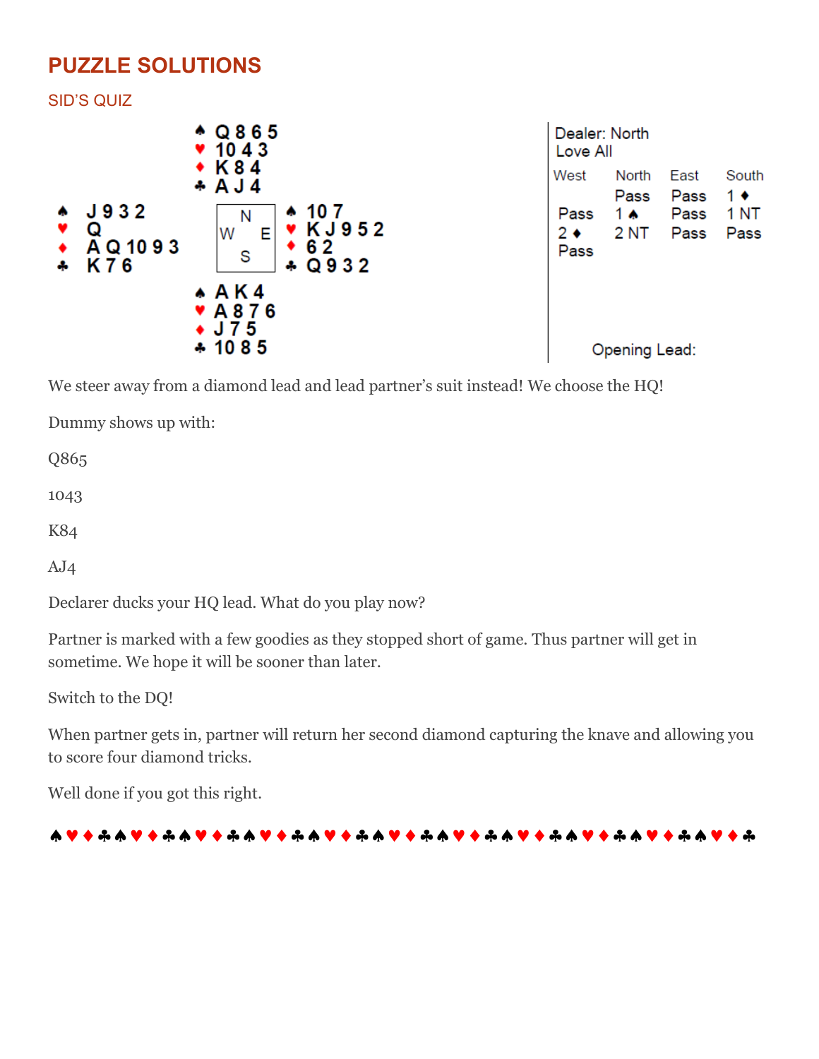## PUZZLE SOLUTIONS

### SID'S QUIZ

| | North | |
|---|---|---|
| | ♠ Q 8 6 5<br>♥ 10 4 3<br>♦ K 8 4<br>♣ A J 4 | |
| **West**<br>♠ J 9 3 2<br>♥ Q<br>♦ A Q 10 9 3<br>♣ K 7 6 | N<br>W E<br>S | **East**<br>♠ 10 7<br>♥ K J 9 5 2<br>♦ 6 2<br>♣ Q 9 3 2 |
| | ♠ A K 4<br>♥ A 8 7 6<br>♦ J 7 5<br>♣ 10 8 5 | |
| | South | |

Dealer: North
Love All

| West | North | East | South |
|---|---|---|---|
| | Pass | Pass | 1 ♦ |
| Pass | 1 ♠ | Pass | 1 NT |
| 2 ♦ | 2 NT | Pass | Pass |
| Pass | | | |

Opening Lead:

We steer away from a diamond lead and lead partner's suit instead! We choose the HQ!

Dummy shows up with:

Q865

1043

K84

AJ4

Declarer ducks your HQ lead. What do you play now?

Partner is marked with a few goodies as they stopped short of game. Thus partner will get in sometime. We hope it will be sooner than later.

Switch to the DQ!

When partner gets in, partner will return her second diamond capturing the knave and allowing you to score four diamond tricks.

Well done if you got this right.

♠♥♦♣♠♥♦♣♠♥♦♣♠♥♦♣♠♥♦♣♠♥♦♣♠♥♦♣♠♥♦♣♠♥♦♣♠♥♦♣♠♥♦♣♠♥♦♣